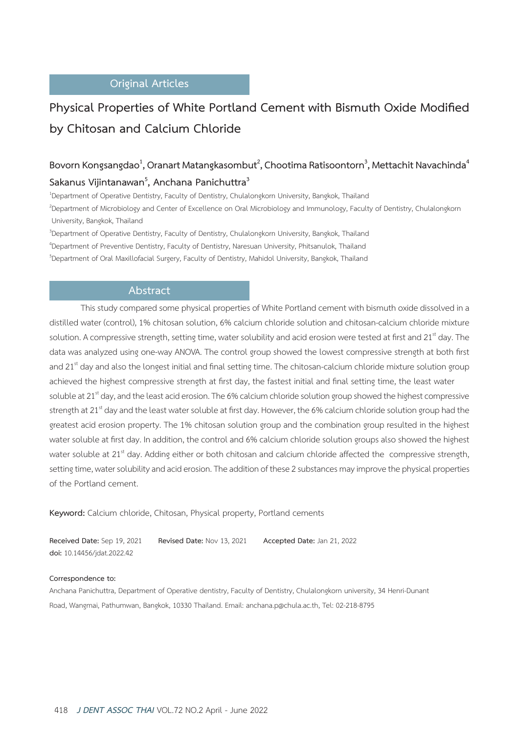Original Articles

# Physical Properties of White Portland Cement with Bismuth Oxide Modified by Chitosan and Calcium Chloride

**Bovorn Kongsangdao[1], Oranart Matangkasombut[2], Chootima Ratisoontorn[3], Mettachit Navachinda[4] Sakanus Vijintanawan[5], Anchana Panichuttra[3]**

[1]Department of Operative Dentistry, Faculty of Dentistry, Chulalongkorn University, Bangkok, Thailand

[2]Department of Microbiology and Center of Excellence on Oral Microbiology and Immunology, Faculty of Dentistry, Chulalongkorn University, Bangkok, Thailand

[3]Department of Operative Dentistry, Faculty of Dentistry, Chulalongkorn University, Bangkok, Thailand

[4]Department of Preventive Dentistry, Faculty of Dentistry, Naresuan University, Phitsanulok, Thailand

[5]Department of Oral Maxillofacial Surgery, Faculty of Dentistry, Mahidol University, Bangkok, Thailand

## Abstract

This study compared some physical properties of White Portland cement with bismuth oxide dissolved in a distilled water (control), 1% chitosan solution, 6% calcium chloride solution and chitosan-calcium chloride mixture solution. A compressive strength, setting time, water solubility and acid erosion were tested at first and 21$^{st}$ day. The data was analyzed using one-way ANOVA. The control group showed the lowest compressive strength at both first and 21$^{st}$ day and also the longest initial and final setting time. The chitosan-calcium chloride mixture solution group achieved the highest compressive strength at first day, the fastest initial and final setting time, the least water soluble at 21$^{st}$ day, and the least acid erosion. The 6% calcium chloride solution group showed the highest compressive strength at 21$^{st}$ day and the least water soluble at first day. However, the 6% calcium chloride solution group had the greatest acid erosion property. The 1% chitosan solution group and the combination group resulted in the highest water soluble at first day. In addition, the control and 6% calcium chloride solution groups also showed the highest water soluble at 21$^{st}$ day. Adding either or both chitosan and calcium chloride affected the compressive strength, setting time, water solubility and acid erosion. The addition of these 2 substances may improve the physical properties of the Portland cement.

**Keyword:** Calcium chloride, Chitosan, Physical property, Portland cements

**Received Date:** Sep 19, 2021 **Revised Date:** Nov 13, 2021 **Accepted Date:** Jan 21, 2022

**doi:** 10.14456/jdat.2022.42

**Correspondence to:**

Anchana Panichuttra, Department of Operative dentistry, Faculty of Dentistry, Chulalongkorn university, 34 Henri-Dunant Road, Wangmai, Pathumwan, Bangkok, 10330 Thailand. Email: anchana.p@chula.ac.th, Tel: 02-218-8795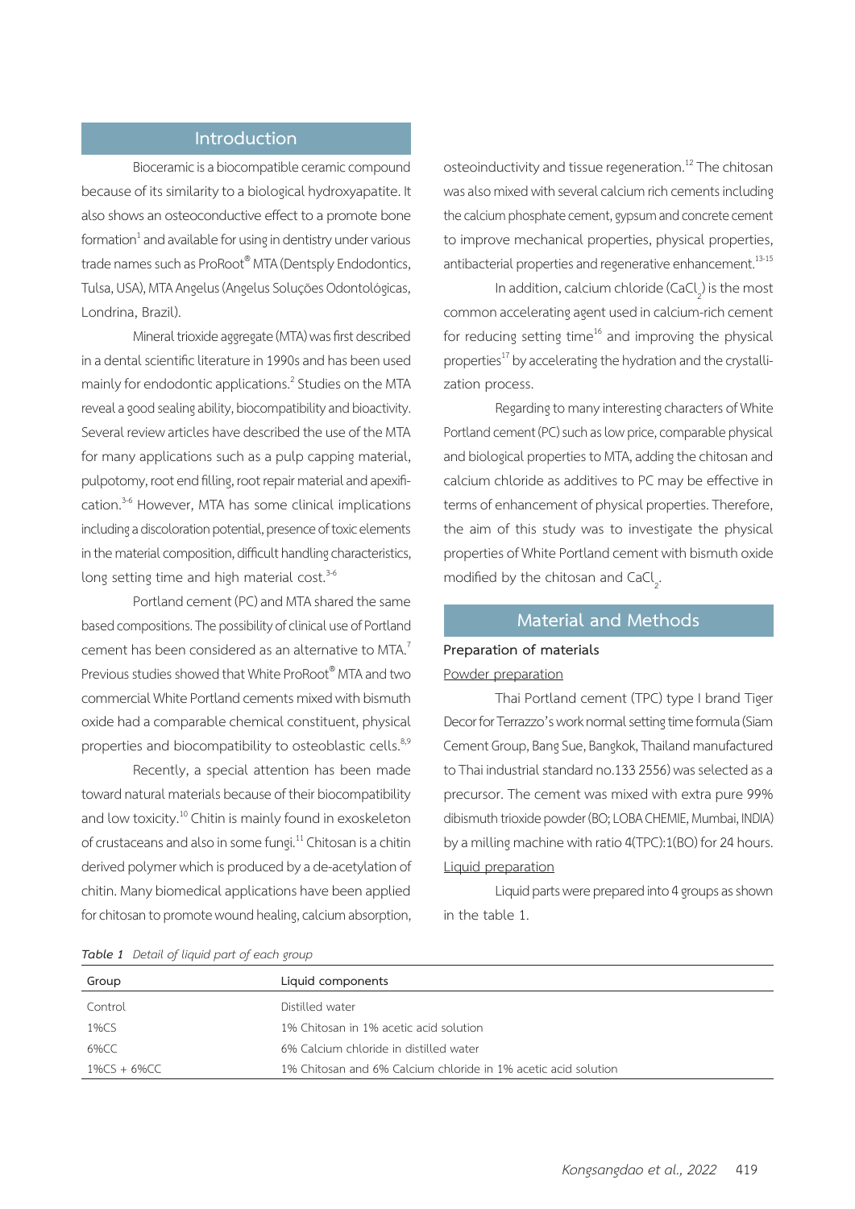## Introduction

Bioceramic is a biocompatible ceramic compound because of its similarity to a biological hydroxyapatite. It also shows an osteoconductive effect to a promote bone formation[1] and available for using in dentistry under various trade names such as ProRoot® MTA (Dentsply Endodontics, Tulsa, USA), MTA Angelus (Angelus Soluções Odontológicas, Londrina, Brazil).

Mineral trioxide aggregate (MTA) was first described in a dental scientific literature in 1990s and has been used mainly for endodontic applications.[2] Studies on the MTA reveal a good sealing ability, biocompatibility and bioactivity. Several review articles have described the use of the MTA for many applications such as a pulp capping material, pulpotomy, root end filling, root repair material and apexification.[3-6] However, MTA has some clinical implications including a discoloration potential, presence of toxic elements in the material composition, difficult handling characteristics, long setting time and high material cost.[3-6]

Portland cement (PC) and MTA shared the same based compositions. The possibility of clinical use of Portland cement has been considered as an alternative to MTA.[7] Previous studies showed that White ProRoot® MTA and two commercial White Portland cements mixed with bismuth oxide had a comparable chemical constituent, physical properties and biocompatibility to osteoblastic cells.[8,9]

Recently, a special attention has been made toward natural materials because of their biocompatibility and low toxicity.[10] Chitin is mainly found in exoskeleton of crustaceans and also in some fungi.[11] Chitosan is a chitin derived polymer which is produced by a de-acetylation of chitin. Many biomedical applications have been applied for chitosan to promote wound healing, calcium absorption, osteoinductivity and tissue regeneration.[12] The chitosan was also mixed with several calcium rich cements including the calcium phosphate cement, gypsum and concrete cement to improve mechanical properties, physical properties, antibacterial properties and regenerative enhancement.[13-15]

In addition, calcium chloride ($CaCl_2$) is the most common accelerating agent used in calcium-rich cement for reducing setting time[16] and improving the physical properties[17] by accelerating the hydration and the crystallization process.

Regarding to many interesting characters of White Portland cement (PC) such as low price, comparable physical and biological properties to MTA, adding the chitosan and calcium chloride as additives to PC may be effective in terms of enhancement of physical properties. Therefore, the aim of this study was to investigate the physical properties of White Portland cement with bismuth oxide modified by the chitosan and $CaCl_2$.

## Material and Methods

### Preparation of materials

Powder preparation

Thai Portland cement (TPC) type I brand Tiger Decor for Terrazzo's work normal setting time formula (Siam Cement Group, Bang Sue, Bangkok, Thailand manufactured to Thai industrial standard no.133 2556) was selected as a precursor. The cement was mixed with extra pure 99% dibismuth trioxide powder (BO; LOBA CHEMIE, Mumbai, INDIA) by a milling machine with ratio 4(TPC):1(BO) for 24 hours.

Liquid preparation

Liquid parts were prepared into 4 groups as shown in the table 1.

*Table 1 Detail of liquid part of each group*

| Group | Liquid components |
|---|---|
| Control | Distilled water |
| 1%CS | 1% Chitosan in 1% acetic acid solution |
| 6%CC | 6% Calcium chloride in distilled water |
| 1%CS + 6%CC | 1% Chitosan and 6% Calcium chloride in 1% acetic acid solution |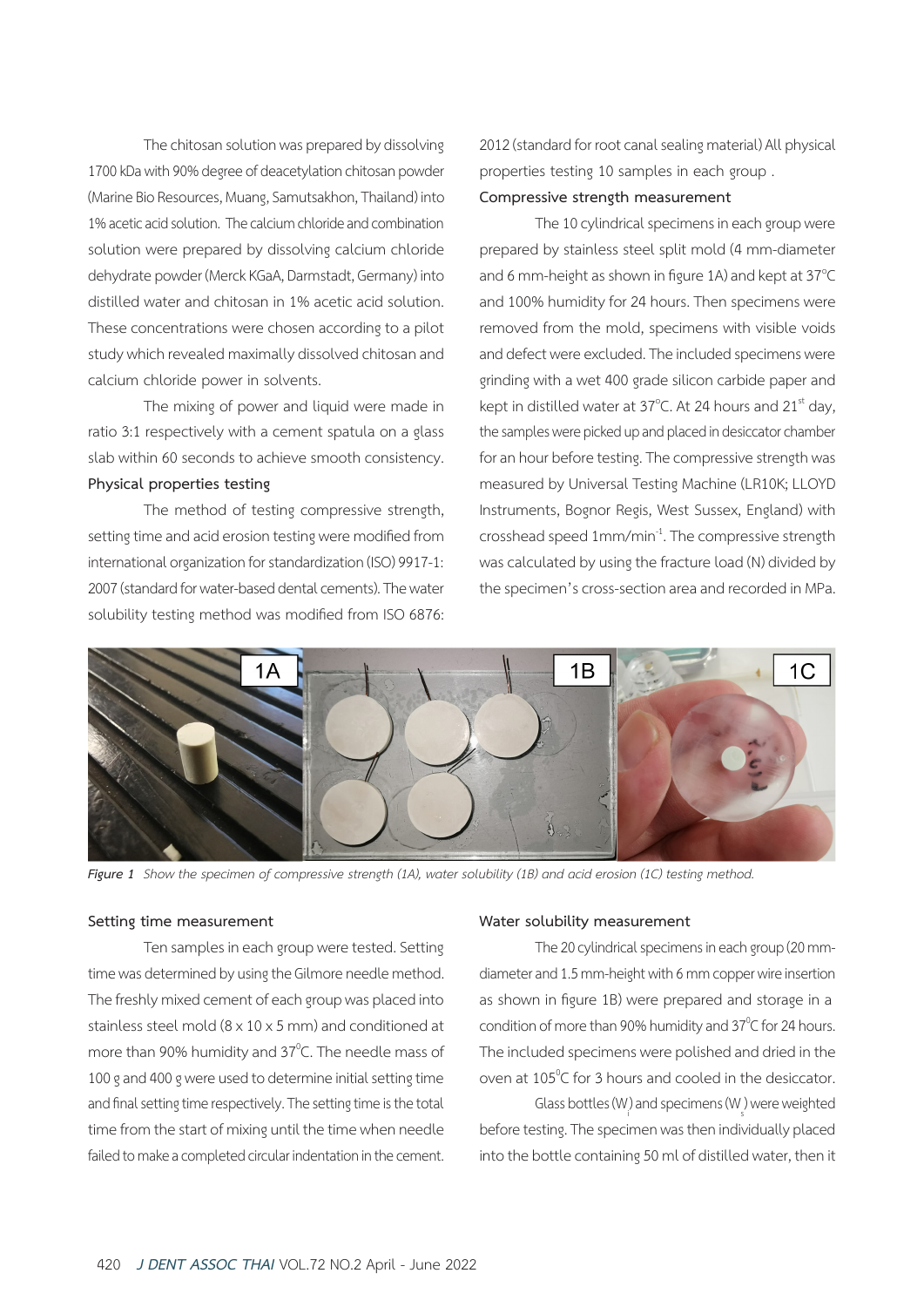The chitosan solution was prepared by dissolving 1700 kDa with 90% degree of deacetylation chitosan powder (Marine Bio Resources, Muang, Samutsakhon, Thailand) into 1% acetic acid solution. The calcium chloride and combination solution were prepared by dissolving calcium chloride dehydrate powder (Merck KGaA, Darmstadt, Germany) into distilled water and chitosan in 1% acetic acid solution. These concentrations were chosen according to a pilot study which revealed maximally dissolved chitosan and calcium chloride power in solvents.

The mixing of power and liquid were made in ratio 3:1 respectively with a cement spatula on a glass slab within 60 seconds to achieve smooth consistency.

**Physical properties testing**

The method of testing compressive strength, setting time and acid erosion testing were modified from international organization for standardization (ISO) 9917-1: 2007 (standard for water-based dental cements). The water solubility testing method was modified from ISO 6876: 2012 (standard for root canal sealing material) All physical properties testing 10 samples in each group .

**Compressive strength measurement**

The 10 cylindrical specimens in each group were prepared by stainless steel split mold (4 mm-diameter and 6 mm-height as shown in figure 1A) and kept at 37°C and 100% humidity for 24 hours. Then specimens were removed from the mold, specimens with visible voids and defect were excluded. The included specimens were grinding with a wet 400 grade silicon carbide paper and kept in distilled water at 37°C. At 24 hours and 21st day, the samples were picked up and placed in desiccator chamber for an hour before testing. The compressive strength was measured by Universal Testing Machine (LR10K; LLOYD Instruments, Bognor Regis, West Sussex, England) with crosshead speed 1mm/min$^{-1}$. The compressive strength was calculated by using the fracture load (N) divided by the specimen's cross-section area and recorded in MPa.

***Figure 1*** *Show the specimen of compressive strength (1A), water solubility (1B) and acid erosion (1C) testing method.*

**Setting time measurement**

Ten samples in each group were tested. Setting time was determined by using the Gilmore needle method. The freshly mixed cement of each group was placed into stainless steel mold (8 x 10 x 5 mm) and conditioned at more than 90% humidity and 37°C. The needle mass of 100 g and 400 g were used to determine initial setting time and final setting time respectively. The setting time is the total time from the start of mixing until the time when needle failed to make a completed circular indentation in the cement.

**Water solubility measurement**

The 20 cylindrical specimens in each group (20 mm-diameter and 1.5 mm-height with 6 mm copper wire insertion as shown in figure 1B) were prepared and storage in a condition of more than 90% humidity and 37°C for 24 hours. The included specimens were polished and dried in the oven at 105°C for 3 hours and cooled in the desiccator.

Glass bottles ($W_i$) and specimens ($W_s$) were weighted before testing. The specimen was then individually placed into the bottle containing 50 ml of distilled water, then it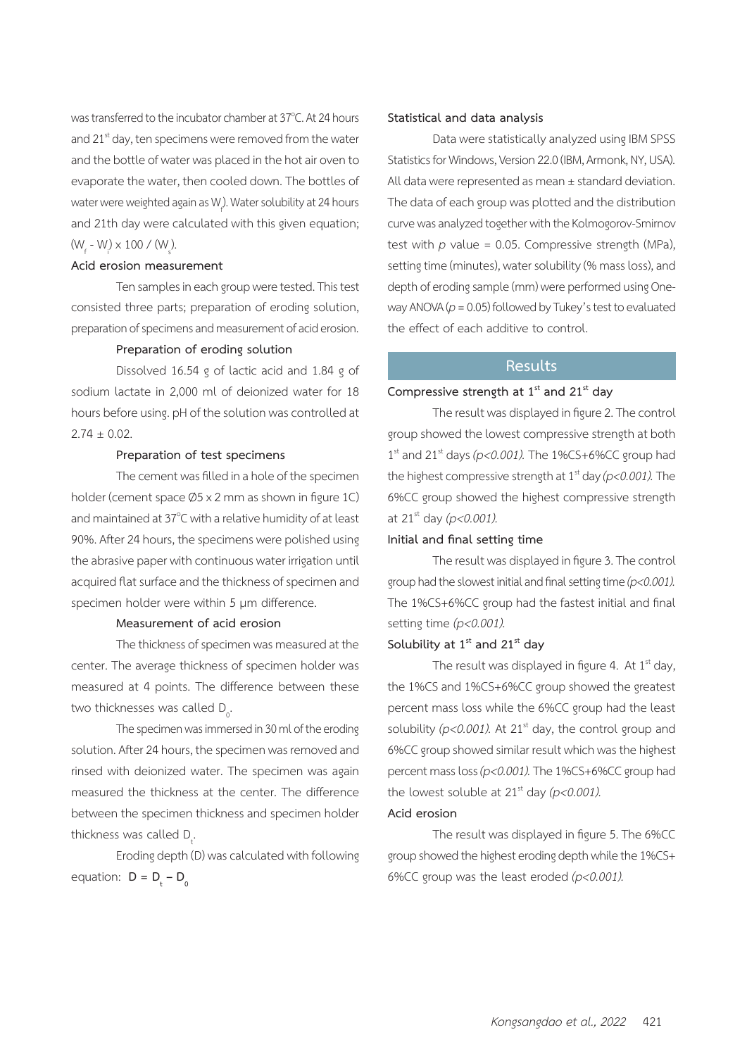was transferred to the incubator chamber at 37°C. At 24 hours and 21st day, ten specimens were removed from the water and the bottle of water was placed in the hot air oven to evaporate the water, then cooled down. The bottles of water were weighted again as $W_f$). Water solubility at 24 hours and 21th day were calculated with this given equation; $(W_f - W_i) \times 100 / (W_s)$.

### Acid erosion measurement

Ten samples in each group were tested. This test consisted three parts; preparation of eroding solution, preparation of specimens and measurement of acid erosion.

#### Preparation of eroding solution

Dissolved 16.54 g of lactic acid and 1.84 g of sodium lactate in 2,000 ml of deionized water for 18 hours before using. pH of the solution was controlled at 2.74 ± 0.02.

#### Preparation of test specimens

The cement was filled in a hole of the specimen holder (cement space Ø5 x 2 mm as shown in figure 1C) and maintained at 37°C with a relative humidity of at least 90%. After 24 hours, the specimens were polished using the abrasive paper with continuous water irrigation until acquired flat surface and the thickness of specimen and specimen holder were within 5 μm difference.

#### Measurement of acid erosion

The thickness of specimen was measured at the center. The average thickness of specimen holder was measured at 4 points. The difference between these two thicknesses was called $D_0$.

The specimen was immersed in 30 ml of the eroding solution. After 24 hours, the specimen was removed and rinsed with deionized water. The specimen was again measured the thickness at the center. The difference between the specimen thickness and specimen holder thickness was called $D_t$.

Eroding depth (D) was calculated with following equation: $\mathbf{D = D_t - D_0}$

### Statistical and data analysis

Data were statistically analyzed using IBM SPSS Statistics for Windows, Version 22.0 (IBM, Armonk, NY, USA). All data were represented as mean ± standard deviation. The data of each group was plotted and the distribution curve was analyzed together with the Kolmogorov-Smirnov test with $p$ value = 0.05. Compressive strength (MPa), setting time (minutes), water solubility (% mass loss), and depth of eroding sample (mm) were performed using One-way ANOVA ($p$ = 0.05) followed by Tukey's test to evaluated the effect of each additive to control.

## Results

### Compressive strength at 1st and 21st day

The result was displayed in figure 2. The control group showed the lowest compressive strength at both 1st and 21st days *($p<0.001$).* The 1%CS+6%CC group had the highest compressive strength at 1st day *($p<0.001$).* The 6%CC group showed the highest compressive strength at 21st day *($p<0.001$).*

### Initial and final setting time

The result was displayed in figure 3. The control group had the slowest initial and final setting time *($p<0.001$).* The 1%CS+6%CC group had the fastest initial and final setting time *($p<0.001$).*

### Solubility at 1st and 21st day

The result was displayed in figure 4. At 1st day, the 1%CS and 1%CS+6%CC group showed the greatest percent mass loss while the 6%CC group had the least solubility *($p<0.001$).* At 21st day, the control group and 6%CC group showed similar result which was the highest percent mass loss *($p<0.001$).* The 1%CS+6%CC group had the lowest soluble at 21st day *($p<0.001$).*

### Acid erosion

The result was displayed in figure 5. The 6%CC group showed the highest eroding depth while the 1%CS+6%CC group was the least eroded *($p<0.001$).*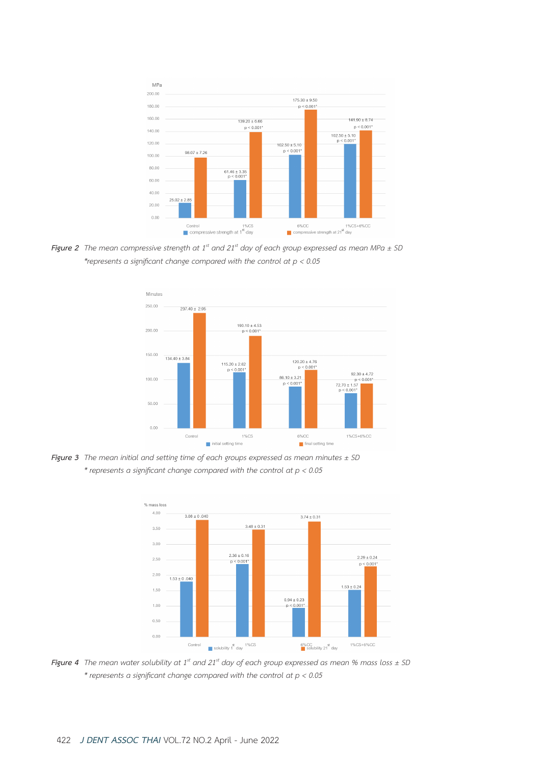**Figure 2** The mean compressive strength at 1st and 21st day of each group expressed as mean MPa ± SD
*represents a significant change compared with the control at $p < 0.05$

**Figure 3** The mean initial and setting time of each groups expressed as mean minutes ± SD
* represents a significant change compared with the control at $p < 0.05$

**Figure 4** The mean water solubility at 1st and 21st day of each group expressed as mean % mass loss ± SD
* represents a significant change compared with the control at $p < 0.05$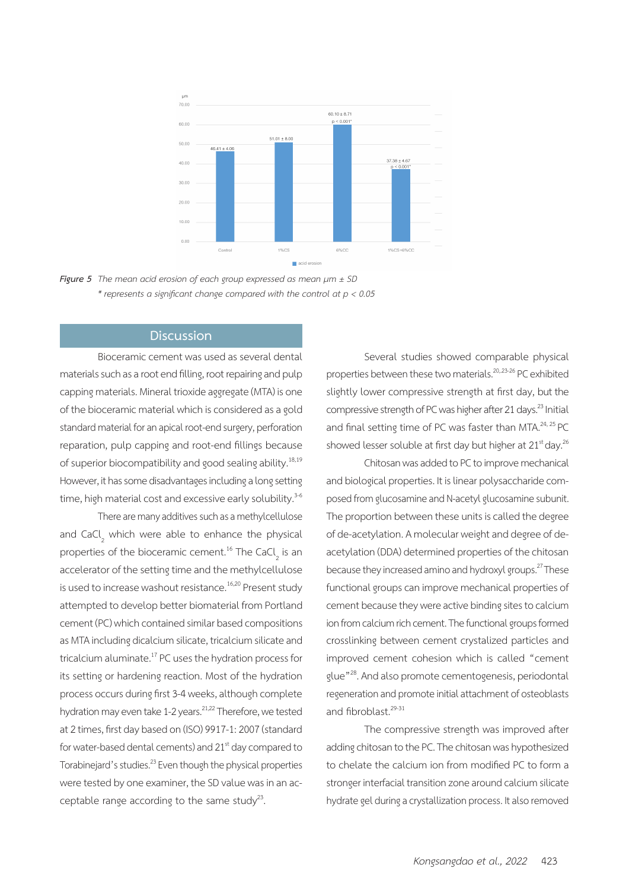Figure 5 The mean acid erosion of each group expressed as mean µm ± SD
* represents a significant change compared with the control at $p < 0.05$

## Discussion

Bioceramic cement was used as several dental materials such as a root end filling, root repairing and pulp capping materials. Mineral trioxide aggregate (MTA) is one of the bioceramic material which is considered as a gold standard material for an apical root-end surgery, perforation reparation, pulp capping and root-end fillings because of superior biocompatibility and good sealing ability.[18,19] However, it has some disadvantages including a long setting time, high material cost and excessive early solubility.[3-6]

There are many additives such as a methylcellulose and $CaCl_2$ which were able to enhance the physical properties of the bioceramic cement.[16] The $CaCl_2$ is an accelerator of the setting time and the methylcellulose is used to increase washout resistance.[16,20] Present study attempted to develop better biomaterial from Portland cement (PC) which contained similar based compositions as MTA including dicalcium silicate, tricalcium silicate and tricalcium aluminate.[17] PC uses the hydration process for its setting or hardening reaction. Most of the hydration process occurs during first 3-4 weeks, although complete hydration may even take 1-2 years.[21,22] Therefore, we tested at 2 times, first day based on (ISO) 9917-1: 2007 (standard for water-based dental cements) and 21st day compared to Torabinejard's studies.[23] Even though the physical properties were tested by one examiner, the SD value was in an acceptable range according to the same study[23].

Several studies showed comparable physical properties between these two materials.[20,23-26] PC exhibited slightly lower compressive strength at first day, but the compressive strength of PC was higher after 21 days.[23] Initial and final setting time of PC was faster than MTA.[24,25] PC showed lesser soluble at first day but higher at 21st day.[26]

Chitosan was added to PC to improve mechanical and biological properties. It is linear polysaccharide composed from glucosamine and N-acetyl glucosamine subunit. The proportion between these units is called the degree of de-acetylation. A molecular weight and degree of de-acetylation (DDA) determined properties of the chitosan because they increased amino and hydroxyl groups.[27] These functional groups can improve mechanical properties of cement because they were active binding sites to calcium ion from calcium rich cement. The functional groups formed crosslinking between cement crystalized particles and improved cement cohesion which is called "cement glue"[28]. And also promote cementogenesis, periodontal regeneration and promote initial attachment of osteoblasts and fibroblast.[29-31]

The compressive strength was improved after adding chitosan to the PC. The chitosan was hypothesized to chelate the calcium ion from modified PC to form a stronger interfacial transition zone around calcium silicate hydrate gel during a crystallization process. It also removed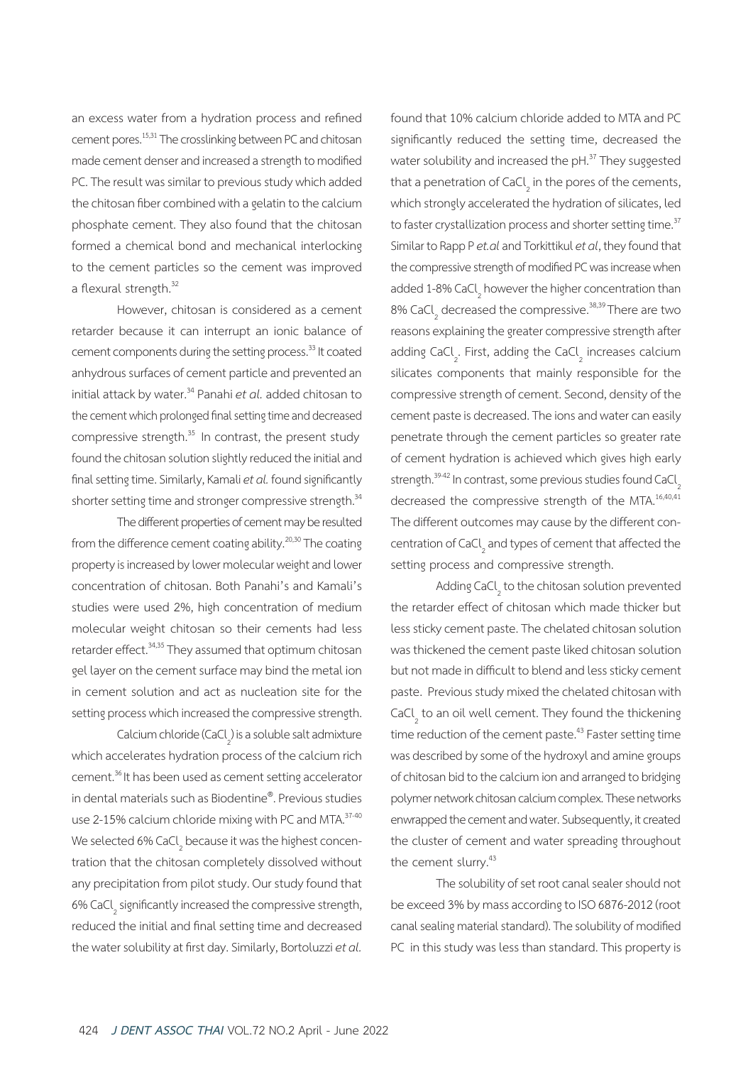an excess water from a hydration process and refined cement pores.[15,31] The crosslinking between PC and chitosan made cement denser and increased a strength to modified PC. The result was similar to previous study which added the chitosan fiber combined with a gelatin to the calcium phosphate cement. They also found that the chitosan formed a chemical bond and mechanical interlocking to the cement particles so the cement was improved a flexural strength.[32]

However, chitosan is considered as a cement retarder because it can interrupt an ionic balance of cement components during the setting process.[33] It coated anhydrous surfaces of cement particle and prevented an initial attack by water.[34] Panahi *et al.* added chitosan to the cement which prolonged final setting time and decreased compressive strength.[35] In contrast, the present study found the chitosan solution slightly reduced the initial and final setting time. Similarly, Kamali *et al.* found significantly shorter setting time and stronger compressive strength.[34]

The different properties of cement may be resulted from the difference cement coating ability.[20,30] The coating property is increased by lower molecular weight and lower concentration of chitosan. Both Panahi's and Kamali's studies were used 2%, high concentration of medium molecular weight chitosan so their cements had less retarder effect.[34,35] They assumed that optimum chitosan gel layer on the cement surface may bind the metal ion in cement solution and act as nucleation site for the setting process which increased the compressive strength.

Calcium chloride ($CaCl_2$) is a soluble salt admixture which accelerates hydration process of the calcium rich cement.[36] It has been used as cement setting accelerator in dental materials such as Biodentine®. Previous studies use 2-15% calcium chloride mixing with PC and MTA.[37-40] We selected 6% $CaCl_2$ because it was the highest concentration that the chitosan completely dissolved without any precipitation from pilot study. Our study found that 6% $CaCl_2$ significantly increased the compressive strength, reduced the initial and final setting time and decreased the water solubility at first day. Similarly, Bortoluzzi *et al.* found that 10% calcium chloride added to MTA and PC significantly reduced the setting time, decreased the water solubility and increased the pH.[37] They suggested that a penetration of $CaCl_2$ in the pores of the cements, which strongly accelerated the hydration of silicates, led to faster crystallization process and shorter setting time.[37] Similar to Rapp P *et.al* and Torkittikul *et al*, they found that the compressive strength of modified PC was increase when added 1-8% $CaCl_2$ however the higher concentration than 8% $CaCl_2$ decreased the compressive.[38,39] There are two reasons explaining the greater compressive strength after adding $CaCl_2$. First, adding the $CaCl_2$ increases calcium silicates components that mainly responsible for the compressive strength of cement. Second, density of the cement paste is decreased. The ions and water can easily penetrate through the cement particles so greater rate of cement hydration is achieved which gives high early strength.[39-42] In contrast, some previous studies found $CaCl_2$ decreased the compressive strength of the MTA.[16,40,41] The different outcomes may cause by the different concentration of $CaCl_2$ and types of cement that affected the setting process and compressive strength.

Adding $CaCl_2$ to the chitosan solution prevented the retarder effect of chitosan which made thicker but less sticky cement paste. The chelated chitosan solution was thickened the cement paste liked chitosan solution but not made in difficult to blend and less sticky cement paste. Previous study mixed the chelated chitosan with $CaCl_2$ to an oil well cement. They found the thickening time reduction of the cement paste.[43] Faster setting time was described by some of the hydroxyl and amine groups of chitosan bid to the calcium ion and arranged to bridging polymer network chitosan calcium complex. These networks enwrapped the cement and water. Subsequently, it created the cluster of cement and water spreading throughout the cement slurry.[43]

The solubility of set root canal sealer should not be exceed 3% by mass according to ISO 6876-2012 (root canal sealing material standard). The solubility of modified PC in this study was less than standard. This property is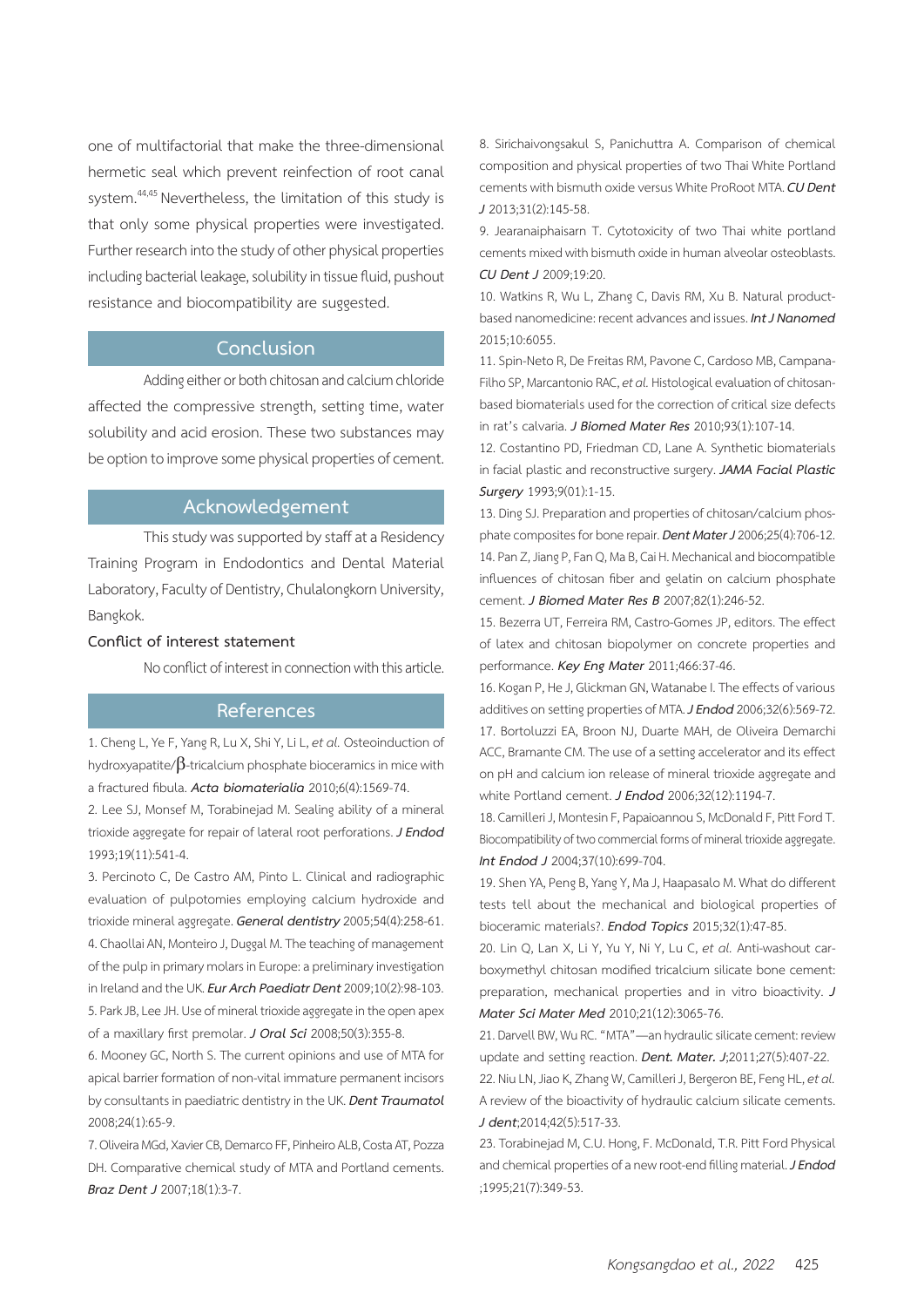one of multifactorial that make the three-dimensional hermetic seal which prevent reinfection of root canal system.[44,45] Nevertheless, the limitation of this study is that only some physical properties were investigated. Further research into the study of other physical properties including bacterial leakage, solubility in tissue fluid, pushout resistance and biocompatibility are suggested.

## Conclusion

Adding either or both chitosan and calcium chloride affected the compressive strength, setting time, water solubility and acid erosion. These two substances may be option to improve some physical properties of cement.

## Acknowledgement

This study was supported by staff at a Residency Training Program in Endodontics and Dental Material Laboratory, Faculty of Dentistry, Chulalongkorn University, Bangkok.

**Conflict of interest statement**

No conflict of interest in connection with this article.

## References

1. Cheng L, Ye F, Yang R, Lu X, Shi Y, Li L, *et al.* Osteoinduction of hydroxyapatite/$\beta$-tricalcium phosphate bioceramics in mice with a fractured fibula. ***Acta biomaterialia*** 2010;6(4):1569-74.
2. Lee SJ, Monsef M, Torabinejad M. Sealing ability of a mineral trioxide aggregate for repair of lateral root perforations. ***J Endod*** 1993;19(11):541-4.
3. Percinoto C, De Castro AM, Pinto L. Clinical and radiographic evaluation of pulpotomies employing calcium hydroxide and trioxide mineral aggregate. ***General dentistry*** 2005;54(4):258-61.
4. Chaollai AN, Monteiro J, Duggal M. The teaching of management of the pulp in primary molars in Europe: a preliminary investigation in Ireland and the UK. ***Eur Arch Paediatr Dent*** 2009;10(2):98-103.
5. Park JB, Lee JH. Use of mineral trioxide aggregate in the open apex of a maxillary first premolar. ***J Oral Sci*** 2008;50(3):355-8.
6. Mooney GC, North S. The current opinions and use of MTA for apical barrier formation of non-vital immature permanent incisors by consultants in paediatric dentistry in the UK. ***Dent Traumatol*** 2008;24(1):65-9.
7. Oliveira MGd, Xavier CB, Demarco FF, Pinheiro ALB, Costa AT, Pozza DH. Comparative chemical study of MTA and Portland cements. ***Braz Dent J*** 2007;18(1):3-7.
8. Sirichaivongsakul S, Panichuttra A. Comparison of chemical composition and physical properties of two Thai White Portland cements with bismuth oxide versus White ProRoot MTA. ***CU Dent J*** 2013;31(2):145-58.
9. Jearanaiphaisarn T. Cytotoxicity of two Thai white portland cements mixed with bismuth oxide in human alveolar osteoblasts. ***CU Dent J*** 2009;19:20.
10. Watkins R, Wu L, Zhang C, Davis RM, Xu B. Natural product-based nanomedicine: recent advances and issues. ***Int J Nanomed*** 2015;10:6055.
11. Spin-Neto R, De Freitas RM, Pavone C, Cardoso MB, Campana-Filho SP, Marcantonio RAC, *et al.* Histological evaluation of chitosan-based biomaterials used for the correction of critical size defects in rat's calvaria. ***J Biomed Mater Res*** 2010;93(1):107-14.
12. Costantino PD, Friedman CD, Lane A. Synthetic biomaterials in facial plastic and reconstructive surgery. ***JAMA Facial Plastic Surgery*** 1993;9(01):1-15.
13. Ding SJ. Preparation and properties of chitosan/calcium phosphate composites for bone repair. ***Dent Mater J*** 2006;25(4):706-12.
14. Pan Z, Jiang P, Fan Q, Ma B, Cai H. Mechanical and biocompatible influences of chitosan fiber and gelatin on calcium phosphate cement. ***J Biomed Mater Res B*** 2007;82(1):246-52.
15. Bezerra UT, Ferreira RM, Castro-Gomes JP, editors. The effect of latex and chitosan biopolymer on concrete properties and performance. ***Key Eng Mater*** 2011;466:37-46.
16. Kogan P, He J, Glickman GN, Watanabe I. The effects of various additives on setting properties of MTA. ***J Endod*** 2006;32(6):569-72.
17. Bortoluzzi EA, Broon NJ, Duarte MAH, de Oliveira Demarchi ACC, Bramante CM. The use of a setting accelerator and its effect on pH and calcium ion release of mineral trioxide aggregate and white Portland cement. ***J Endod*** 2006;32(12):1194-7.
18. Camilleri J, Montesin F, Papaioannou S, McDonald F, Pitt Ford T. Biocompatibility of two commercial forms of mineral trioxide aggregate. ***Int Endod J*** 2004;37(10):699-704.
19. Shen YA, Peng B, Yang Y, Ma J, Haapasalo M. What do different tests tell about the mechanical and biological properties of bioceramic materials?. ***Endod Topics*** 2015;32(1):47-85.
20. Lin Q, Lan X, Li Y, Yu Y, Ni Y, Lu C, *et al.* Anti-washout carboxymethyl chitosan modified tricalcium silicate bone cement: preparation, mechanical properties and in vitro bioactivity. ***J Mater Sci Mater Med*** 2010;21(12):3065-76.
21. Darvell BW, Wu RC. "MTA"—an hydraulic silicate cement: review update and setting reaction. ***Dent. Mater. J***;2011;27(5):407-22.
22. Niu LN, Jiao K, Zhang W, Camilleri J, Bergeron BE, Feng HL, *et al.* A review of the bioactivity of hydraulic calcium silicate cements. ***J dent***;2014;42(5):517-33.
23. Torabinejad M, C.U. Hong, F. McDonald, T.R. Pitt Ford Physical and chemical properties of a new root-end filling material. ***J Endod*** ;1995;21(7):349-53.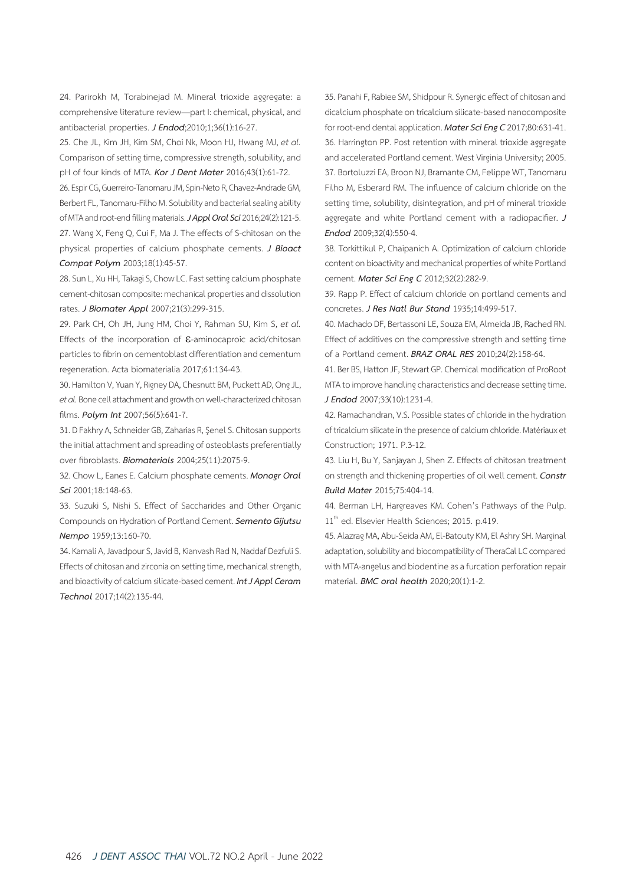24. Parirokh M, Torabinejad M. Mineral trioxide aggregate: a comprehensive literature review—part I: chemical, physical, and antibacterial properties. ***J Endod***;2010;1;36(1):16-27.

25. Che JL, Kim JH, Kim SM, Choi Nk, Moon HJ, Hwang MJ, *et al.* Comparison of setting time, compressive strength, solubility, and pH of four kinds of MTA. ***Kor J Dent Mater*** 2016;43(1):61-72.

26. Espir CG, Guerreiro-Tanomaru JM, Spin-Neto R, Chavez-Andrade GM, Berbert FL, Tanomaru-Filho M. Solubility and bacterial sealing ability of MTA and root-end filling materials. ***J Appl Oral Sci*** 2016;24(2):121-5.

27. Wang X, Feng Q, Cui F, Ma J. The effects of S-chitosan on the physical properties of calcium phosphate cements. ***J Bioact Compat Polym*** 2003;18(1):45-57.

28. Sun L, Xu HH, Takagi S, Chow LC. Fast setting calcium phosphate cement-chitosan composite: mechanical properties and dissolution rates. ***J Biomater Appl*** 2007;21(3):299-315.

29. Park CH, Oh JH, Jung HM, Choi Y, Rahman SU, Kim S, *et al.* Effects of the incorporation of $\varepsilon$-aminocaproic acid/chitosan particles to fibrin on cementoblast differentiation and cementum regeneration. Acta biomaterialia 2017;61:134-43.

30. Hamilton V, Yuan Y, Rigney DA, Chesnutt BM, Puckett AD, Ong JL, *et al.* Bone cell attachment and growth on well-characterized chitosan films. ***Polym Int*** 2007;56(5):641-7.

31. D Fakhry A, Schneider GB, Zaharias R, Şenel S. Chitosan supports the initial attachment and spreading of osteoblasts preferentially over fibroblasts. ***Biomaterials*** 2004;25(11):2075-9.

32. Chow L, Eanes E. Calcium phosphate cements. ***Monogr Oral Sci*** 2001;18:148-63.

33. Suzuki S, Nishi S. Effect of Saccharides and Other Organic Compounds on Hydration of Portland Cement. ***Semento Gijutsu Nempo*** 1959;13:160-70.

34. Kamali A, Javadpour S, Javid B, Kianvash Rad N, Naddaf Dezfuli S. Effects of chitosan and zirconia on setting time, mechanical strength, and bioactivity of calcium silicate-based cement. ***Int J Appl Ceram Technol*** 2017;14(2):135-44.

35. Panahi F, Rabiee SM, Shidpour R. Synergic effect of chitosan and dicalcium phosphate on tricalcium silicate-based nanocomposite for root-end dental application. ***Mater Sci Eng C*** 2017;80:631-41.

36. Harrington PP. Post retention with mineral trioxide aggregate and accelerated Portland cement. West Virginia University; 2005.

37. Bortoluzzi EA, Broon NJ, Bramante CM, Felippe WT, Tanomaru Filho M, Esberard RM. The influence of calcium chloride on the setting time, solubility, disintegration, and pH of mineral trioxide aggregate and white Portland cement with a radiopacifier. ***J Endod*** 2009;32(4):550-4.

38. Torkittikul P, Chaipanich A. Optimization of calcium chloride content on bioactivity and mechanical properties of white Portland cement. ***Mater Sci Eng C*** 2012;32(2):282-9.

39. Rapp P. Effect of calcium chloride on portland cements and concretes. ***J Res Natl Bur Stand*** 1935;14:499-517.

40. Machado DF, Bertassoni LE, Souza EM, Almeida JB, Rached RN. Effect of additives on the compressive strength and setting time of a Portland cement. ***BRAZ ORAL RES*** 2010;24(2):158-64.

41. Ber BS, Hatton JF, Stewart GP. Chemical modification of ProRoot MTA to improve handling characteristics and decrease setting time. ***J Endod*** 2007;33(10):1231-4.

42. Ramachandran, V.S. Possible states of chloride in the hydration of tricalcium silicate in the presence of calcium chloride. Matériaux et Construction; 1971. P.3-12.

43. Liu H, Bu Y, Sanjayan J, Shen Z. Effects of chitosan treatment on strength and thickening properties of oil well cement. ***Constr Build Mater*** 2015;75:404-14.

44. Berman LH, Hargreaves KM. Cohen's Pathways of the Pulp. 11th ed. Elsevier Health Sciences; 2015. p.419.

45. Alazrag MA, Abu-Seida AM, El-Batouty KM, El Ashry SH. Marginal adaptation, solubility and biocompatibility of TheraCal LC compared with MTA-angelus and biodentine as a furcation perforation repair material. ***BMC oral health*** 2020;20(1):1-2.